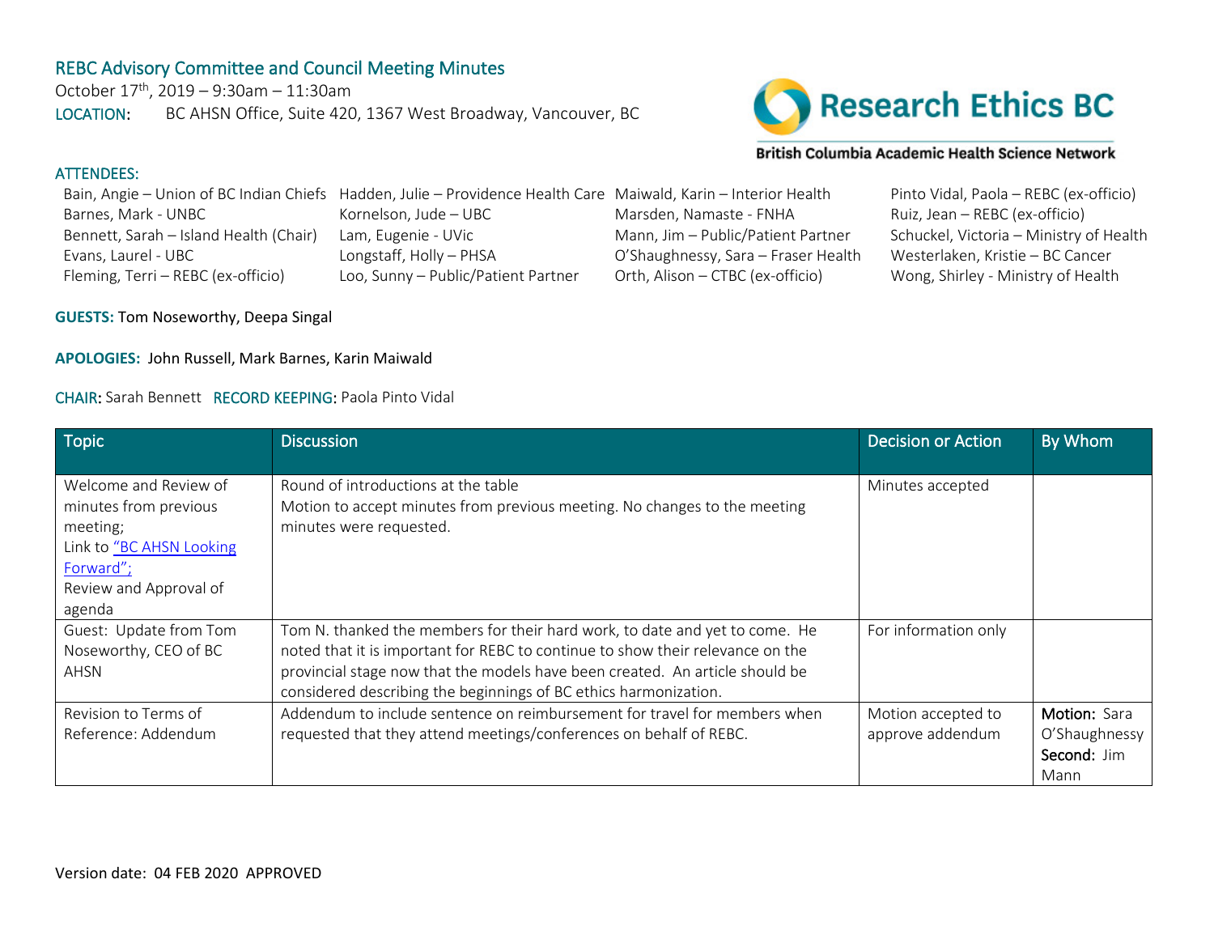## REBC Advisory Committee and Council Meeting Minutes

October 17th, 2019 – 9:30am – 11:30am

LOCATION: BC AHSN Office, Suite 420, 1367 West Broadway, Vancouver, BC

Research Ethics BC

British Columbia Academic Health Science Network

ATTENDEES:

- Bain, Angie – Union of BC Indian Chiefs
- Barnes, Mark - UNBC
- Bennett, Sarah – Island Health (Chair)
- Evans, Laurel - UBC
- Fleming, Terri – REBC (ex-officio)
- Hadden, Julie – Providence Health Care
- Kornelson, Jude – UBC
- Lam, Eugenie - UVic
- Longstaff, Holly – PHSA
- Loo, Sunny – Public/Patient Partner
- Maiwald, Karin – Interior Health
- Marsden, Namaste - FNHA
- Mann, Jim – Public/Patient Partner
- O'Shaughnessy, Sara – Fraser Health
- Orth, Alison – CTBC (ex-officio)
- Pinto Vidal, Paola – REBC (ex-officio)
- Ruiz, Jean – REBC (ex-officio)
- Schuckel, Victoria – Ministry of Health
- Westerlaken, Kristie – BC Cancer
- Wong, Shirley - Ministry of Health

**GUESTS:** Tom Noseworthy, Deepa Singal

**APOLOGIES:** John Russell, Mark Barnes, Karin Maiwald

CHAIR: Sarah Bennett RECORD KEEPING: Paola Pinto Vidal

| Topic | Discussion | Decision or Action | By Whom |
|---|---|---|---|
| Welcome and Review of minutes from previous meeting; Link to "BC AHSN Looking Forward"; Review and Approval of agenda | Round of introductions at the table Motion to accept minutes from previous meeting. No changes to the meeting minutes were requested. | Minutes accepted | |
| Guest: Update from Tom Noseworthy, CEO of BC AHSN | Tom N. thanked the members for their hard work, to date and yet to come. He noted that it is important for REBC to continue to show their relevance on the provincial stage now that the models have been created. An article should be considered describing the beginnings of BC ethics harmonization. | For information only | |
| Revision to Terms of Reference: Addendum | Addendum to include sentence on reimbursement for travel for members when requested that they attend meetings/conferences on behalf of REBC. | Motion accepted to approve addendum | **Motion:** Sara O'Shaughnessy **Second:** Jim Mann |

Version date: 04 FEB 2020 APPROVED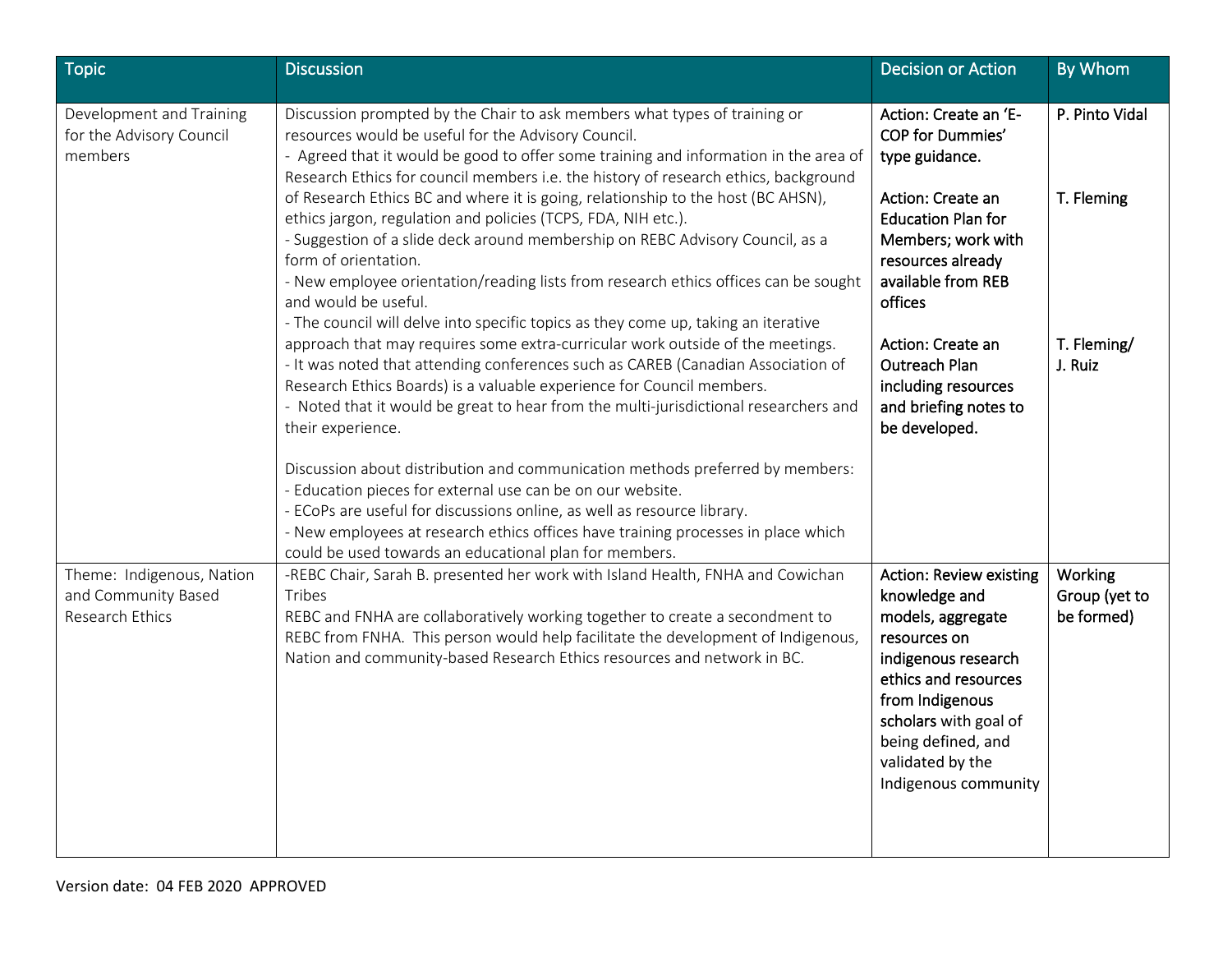| Topic | Discussion | Decision or Action | By Whom |
|---|---|---|---|
| Development and Training for the Advisory Council members | Discussion prompted by the Chair to ask members what types of training or resources would be useful for the Advisory Council.<br>- Agreed that it would be good to offer some training and information in the area of Research Ethics for council members i.e. the history of research ethics, background of Research Ethics BC and where it is going, relationship to the host (BC AHSN), ethics jargon, regulation and policies (TCPS, FDA, NIH etc.).<br>- Suggestion of a slide deck around membership on REBC Advisory Council, as a form of orientation.<br>- New employee orientation/reading lists from research ethics offices can be sought and would be useful.<br>- The council will delve into specific topics as they come up, taking an iterative approach that may requires some extra-curricular work outside of the meetings.<br>- It was noted that attending conferences such as CAREB (Canadian Association of Research Ethics Boards) is a valuable experience for Council members.<br>- Noted that it would be great to hear from the multi-jurisdictional researchers and their experience.<br><br>Discussion about distribution and communication methods preferred by members:<br>- Education pieces for external use can be on our website.<br>- ECoPs are useful for discussions online, as well as resource library.<br>- New employees at research ethics offices have training processes in place which could be used towards an educational plan for members. | **Action: Create an 'E-COP for Dummies' type guidance.**<br><br>**Action: Create an Education Plan for Members; work with resources already available from REB offices**<br><br>**Action: Create an Outreach Plan including resources and briefing notes to be developed.** | P. Pinto Vidal<br><br>T. Fleming<br><br>T. Fleming/ J. Ruiz |
| Theme: Indigenous, Nation and Community Based Research Ethics | -REBC Chair, Sarah B. presented her work with Island Health, FNHA and Cowichan Tribes<br>REBC and FNHA are collaboratively working together to create a secondment to REBC from FNHA. This person would help facilitate the development of Indigenous, Nation and community-based Research Ethics resources and network in BC. | **Action: Review existing knowledge and models, aggregate resources on indigenous research ethics and resources from Indigenous scholars** with goal of being defined, and validated by the Indigenous community | Working Group (yet to be formed) |

Version date: 04 FEB 2020 APPROVED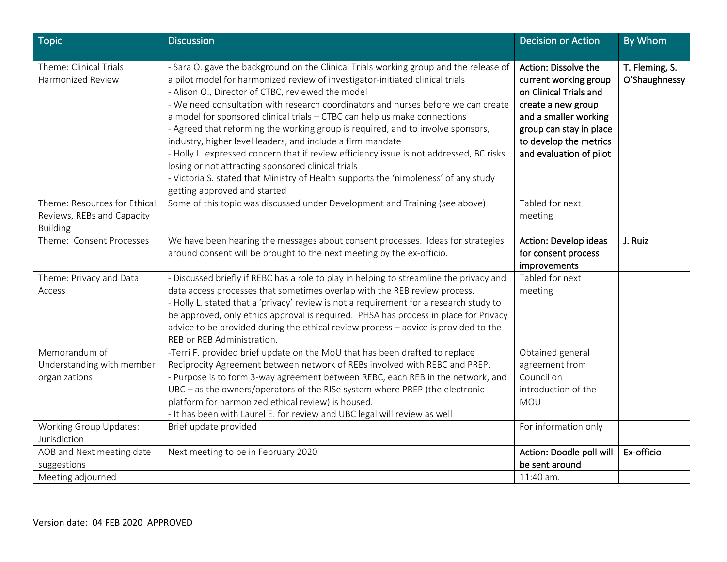| Topic | Discussion | Decision or Action | By Whom |
|---|---|---|---|
| Theme: Clinical Trials Harmonized Review | - Sara O. gave the background on the Clinical Trials working group and the release of a pilot model for harmonized review of investigator-initiated clinical trials<br>- Alison O., Director of CTBC, reviewed the model<br>- We need consultation with research coordinators and nurses before we can create a model for sponsored clinical trials – CTBC can help us make connections<br>- Agreed that reforming the working group is required, and to involve sponsors, industry, higher level leaders, and include a firm mandate<br>- Holly L. expressed concern that if review efficiency issue is not addressed, BC risks losing or not attracting sponsored clinical trials<br>- Victoria S. stated that Ministry of Health supports the 'nimbleness' of any study getting approved and started | **Action: Dissolve the current working group on Clinical Trials and create a new group and a smaller working group can stay in place to develop the metrics and evaluation of pilot** | **T. Fleming, S. O'Shaughnessy** |
| Theme: Resources for Ethical Reviews, REBs and Capacity Building | Some of this topic was discussed under Development and Training (see above) | Tabled for next meeting | |
| Theme: Consent Processes | We have been hearing the messages about consent processes. Ideas for strategies around consent will be brought to the next meeting by the ex-officio. | **Action: Develop ideas for consent process improvements** | **J. Ruiz** |
| Theme: Privacy and Data Access | - Discussed briefly if REBC has a role to play in helping to streamline the privacy and data access processes that sometimes overlap with the REB review process.<br>- Holly L. stated that a 'privacy' review is not a requirement for a research study to be approved, only ethics approval is required. PHSA has process in place for Privacy advice to be provided during the ethical review process – advice is provided to the REB or REB Administration. | Tabled for next meeting | |
| Memorandum of Understanding with member organizations | -Terri F. provided brief update on the MoU that has been drafted to replace Reciprocity Agreement between network of REBs involved with REBC and PREP.<br>- Purpose is to form 3-way agreement between REBC, each REB in the network, and UBC – as the owners/operators of the RISe system where PREP (the electronic platform for harmonized ethical review) is housed.<br>- It has been with Laurel E. for review and UBC legal will review as well | Obtained general agreement from Council on introduction of the MOU | |
| Working Group Updates: Jurisdiction | Brief update provided | For information only | |
| AOB and Next meeting date suggestions | Next meeting to be in February 2020 | **Action: Doodle poll will be sent around** | **Ex-officio** |
| Meeting adjourned | | 11:40 am. | |

Version date: 04 FEB 2020 APPROVED